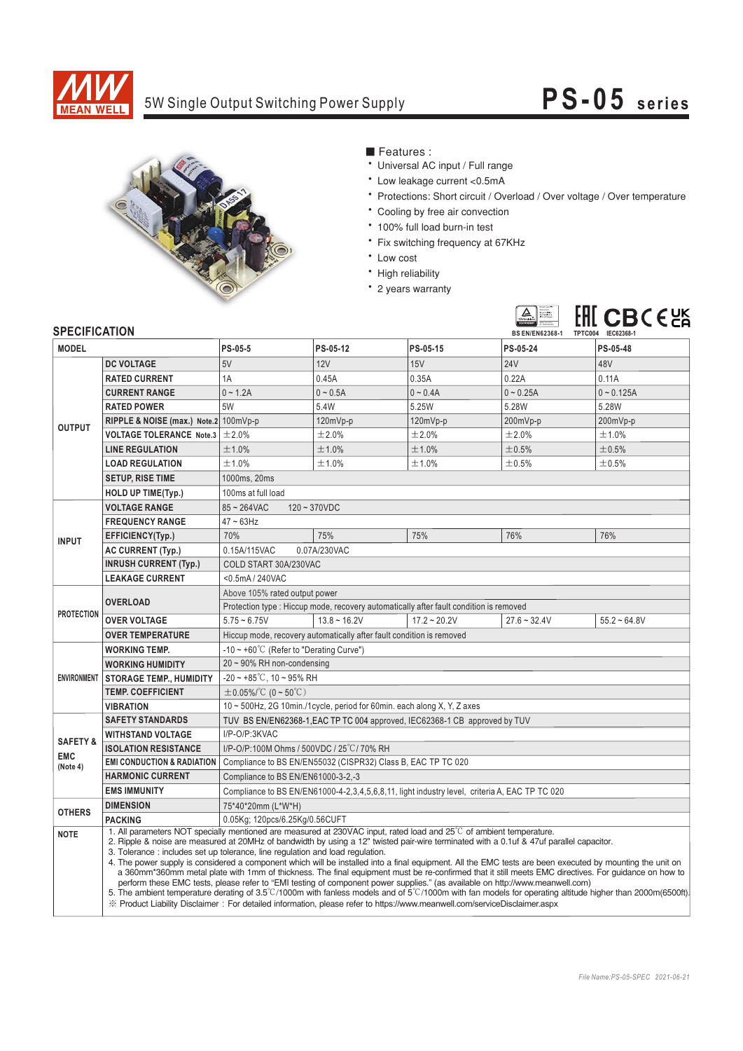# 5W Single Output Switching Power Supply

# PS-05 series

## ■ Features :

- Universal AC input / Full range
- Low leakage current <0.5mA
- Protections: Short circuit / Overload / Over voltage / Over temperature
- Cooling by free air convection
- 100% full load burn-in test
- Fix switching frequency at 67KHz
- Low cost
- High reliability
- 2 years warranty

BS EN/EN62368-1　TPTC004　IEC62368-1

## SPECIFICATION

| MODEL | | PS-05-5 | PS-05-12 | PS-05-15 | PS-05-24 | PS-05-48 |
|---|---|---|---|---|---|---|
| OUTPUT | DC VOLTAGE | 5V | 12V | 15V | 24V | 48V |
| | RATED CURRENT | 1A | 0.45A | 0.35A | 0.22A | 0.11A |
| | CURRENT RANGE | 0 ~ 1.2A | 0 ~ 0.5A | 0 ~ 0.4A | 0 ~ 0.25A | 0 ~ 0.125A |
| | RATED POWER | 5W | 5.4W | 5.25W | 5.28W | 5.28W |
| | RIPPLE & NOISE (max.) Note.2 | 100mVp-p | 120mVp-p | 120mVp-p | 200mVp-p | 200mVp-p |
| | VOLTAGE TOLERANCE Note.3 | ±2.0% | ±2.0% | ±2.0% | ±2.0% | ±1.0% |
| | LINE REGULATION | ±1.0% | ±1.0% | ±1.0% | ±0.5% | ±0.5% |
| | LOAD REGULATION | ±1.0% | ±1.0% | ±1.0% | ±0.5% | ±0.5% |
| | SETUP, RISE TIME | 1000ms, 20ms | | | | |
| | HOLD UP TIME(Typ.) | 100ms at full load | | | | |
| INPUT | VOLTAGE RANGE | 85 ~ 264VAC　120 ~ 370VDC | | | | |
| | FREQUENCY RANGE | 47 ~ 63Hz | | | | |
| | EFFICIENCY(Typ.) | 70% | 75% | 75% | 76% | 76% |
| | AC CURRENT (Typ.) | 0.15A/115VAC　0.07A/230VAC | | | | |
| | INRUSH CURRENT (Typ.) | COLD START 30A/230VAC | | | | |
| | LEAKAGE CURRENT | <0.5mA / 240VAC | | | | |
| PROTECTION | OVERLOAD | Above 105% rated output power | | | | |
| | | Protection type : Hiccup mode, recovery automatically after fault condition is removed | | | | |
| | OVER VOLTAGE | 5.75 ~ 6.75V | 13.8 ~ 16.2V | 17.2 ~ 20.2V | 27.6 ~ 32.4V | 55.2 ~ 64.8V |
| | OVER TEMPERATURE | Hiccup mode, recovery automatically after fault condition is removed | | | | |
| ENVIRONMENT | WORKING TEMP. | -10 ~ +60℃ (Refer to "Derating Curve") | | | | |
| | WORKING HUMIDITY | 20 ~ 90% RH non-condensing | | | | |
| | STORAGE TEMP., HUMIDITY | -20 ~ +85℃, 10 ~ 95% RH | | | | |
| | TEMP. COEFFICIENT | ±0.05%/℃ (0 ~ 50℃) | | | | |
| | VIBRATION | 10 ~ 500Hz, 2G 10min./1cycle, period for 60min. each along X, Y, Z axes | | | | |
| SAFETY & EMC (Note 4) | SAFETY STANDARDS | TUV BS EN/EN62368-1,EAC TP TC 004 approved, IEC62368-1 CB approved by TUV | | | | |
| | WITHSTAND VOLTAGE | I/P-O/P:3KVAC | | | | |
| | ISOLATION RESISTANCE | I/P-O/P:100M Ohms / 500VDC / 25℃/ 70% RH | | | | |
| | EMI CONDUCTION & RADIATION | Compliance to BS EN/EN55032 (CISPR32) Class B, EAC TP TC 020 | | | | |
| | HARMONIC CURRENT | Compliance to BS EN/EN61000-3-2,-3 | | | | |
| | EMS IMMUNITY | Compliance to BS EN/EN61000-4-2,3,4,5,6,8,11, light industry level, criteria A, EAC TP TC 020 | | | | |
| OTHERS | DIMENSION | 75*40*20mm (L*W*H) | | | | |
| | PACKING | 0.05Kg; 120pcs/6.25Kg/0.56CUFT | | | | |

**NOTE**

1. All parameters NOT specially mentioned are measured at 230VAC input, rated load and 25℃ of ambient temperature.
2. Ripple & noise are measured at 20MHz of bandwidth by using a 12" twisted pair-wire terminated with a 0.1uf & 47uf parallel capacitor.
3. Tolerance : includes set up tolerance, line regulation and load regulation.
4. The power supply is considered a component which will be installed into a final equipment. All the EMC tests are been executed by mounting the unit on a 360mm*360mm metal plate with 1mm of thickness. The final equipment must be re-confirmed that it still meets EMC directives. For guidance on how to perform these EMC tests, please refer to "EMI testing of component power supplies." (as available on http://www.meanwell.com)
5. The ambient temperature derating of 3.5℃/1000m with fanless models and of 5℃/1000m with fan models for operating altitude higher than 2000m(6500ft).

※ Product Liability Disclaimer : For detailed information, please refer to https://www.meanwell.com/serviceDisclaimer.aspx

File Name:PS-05-SPEC 2021-06-21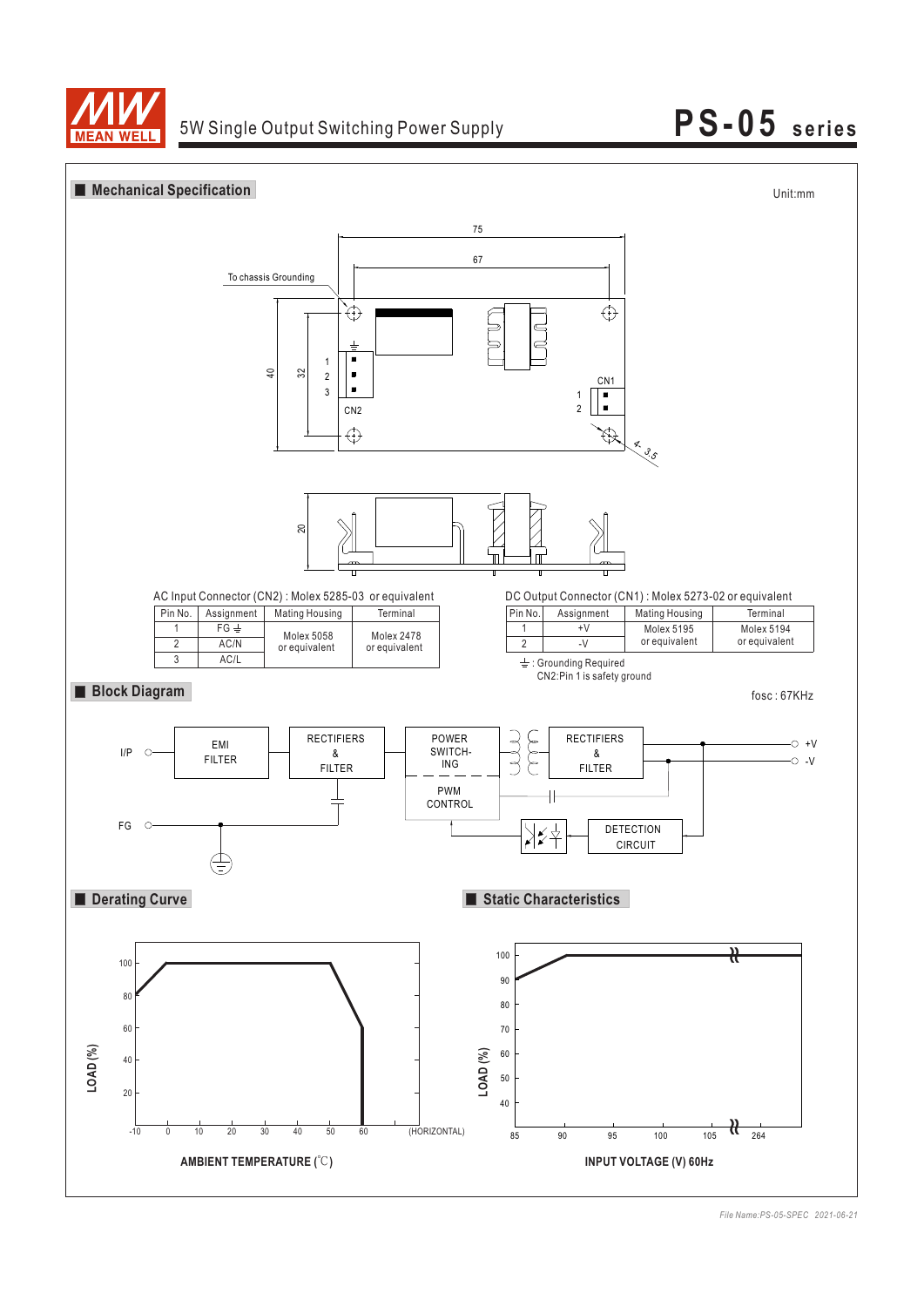# 5W Single Output Switching Power Supply

# PS-05 series

## Mechanical Specification

Unit:mm

75

67

To chassis Grounding

40

32

1
2
3

CN2

CN1

1
2

4- 3.5

20

AC Input Connector (CN2) : Molex 5285-03 or equivalent

| Pin No. | Assignment | Mating Housing | Terminal |
|---|---|---|---|
| 1 | FG ⏚ | Molex 5058 or equivalent | Molex 2478 or equivalent |
| 2 | AC/N | | |
| 3 | AC/L | | |

DC Output Connector (CN1) : Molex 5273-02 or equivalent

| Pin No. | Assignment | Mating Housing | Terminal |
|---|---|---|---|
| 1 | +V | Molex 5195 or equivalent | Molex 5194 or equivalent |
| 2 | -V | | |

⏚ : Grounding Required
CN2:Pin 1 is safety ground

## Block Diagram

fosc : 67KHz

I/P

FG

EMI FILTER

RECTIFIERS & FILTER

POWER SWITCH-ING

PWM CONTROL

RECTIFIERS & FILTER

DETECTION CIRCUIT

+V

-V

## Derating Curve

LOAD (%)

100
80
60
40
20

-10 0 10 20 30 40 50 60 (HORIZONTAL)

AMBIENT TEMPERATURE (℃)

## Static Characteristics

LOAD (%)

100
90
80
70
60
50
40

85 90 95 100 105 264

INPUT VOLTAGE (V) 60Hz

*File Name:PS-05-SPEC 2021-06-21*